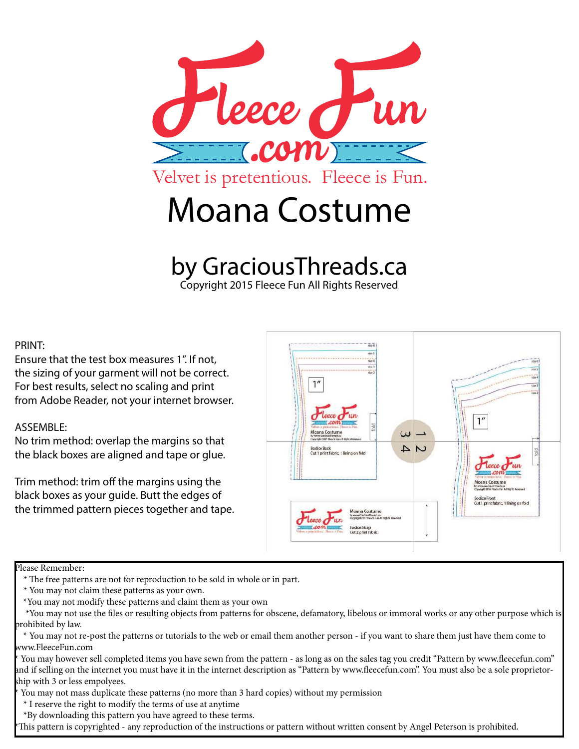# Fleece Fun.com

Velvet is pretentious. Fleece is Fun.

# Moana Costume

## by GraciousThreads.ca

Copyright 2015 Fleece Fun All Rights Reserved

PRINT:
Ensure that the test box measures 1". If not, the sizing of your garment will not be correct. For best results, select no scaling and print from Adobe Reader, not your internet browser.

ASSEMBLE:
No trim method: overlap the margins so that the black boxes are aligned and tape or glue.

Trim method: trim off the margins using the black boxes as your guide. Butt the edges of the trimmed pattern pieces together and tape.

Please Remember:

* The free patterns are not for reproduction to be sold in whole or in part.
* You may not claim these patterns as your own.
* You may not modify these patterns and claim them as your own
* You may not use the files or resulting objects from patterns for obscene, defamatory, libelous or immoral works or any other purpose which is prohibited by law.
* You may not re-post the patterns or tutorials to the web or email them another person - if you want to share them just have them come to www.FleeceFun.com
* You may however sell completed items you have sewn from the pattern - as long as on the sales tag you credit "Pattern by www.fleecefun.com" and if selling on the internet you must have it in the internet description as "Pattern by www.fleecefun.com". You must also be a sole proprietorship with 3 or less empolyees.
* You may not mass duplicate these patterns (no more than 3 hard copies) without my permission
* I reserve the right to modify the terms of use at anytime
* By downloading this pattern you have agreed to these terms.
* This pattern is copyrighted - any reproduction of the instructions or pattern without written consent by Angel Peterson is prohibited.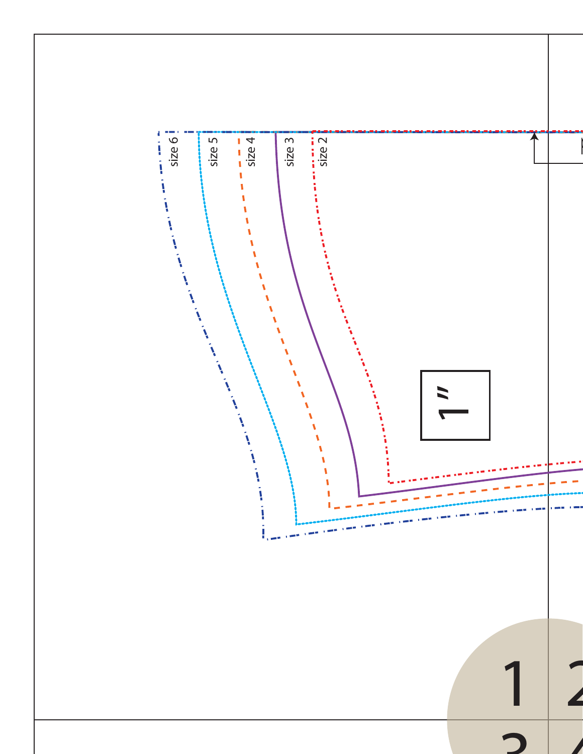size 6

size 5

size 4

size 3

size 2

1"

1 2

3 4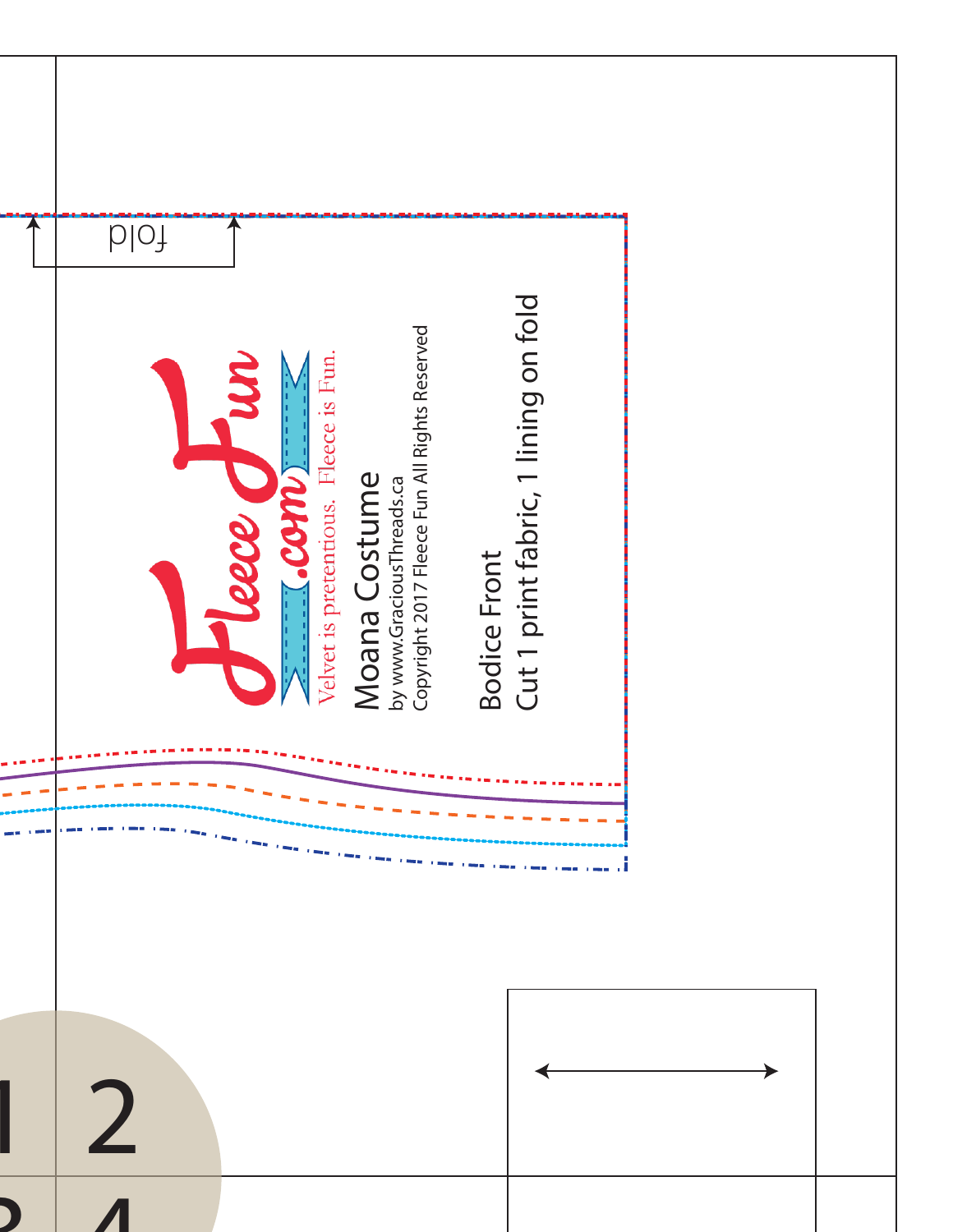fold

Fleece Fun .com

Velvet is pretentious. Fleece is Fun.

Moana Costume

by www.GraciousThreads.ca

Copyright 2017 Fleece Fun All Rights Reserved

Bodice Front

Cut 1 print fabric, 1 lining on fold

1 2

3 4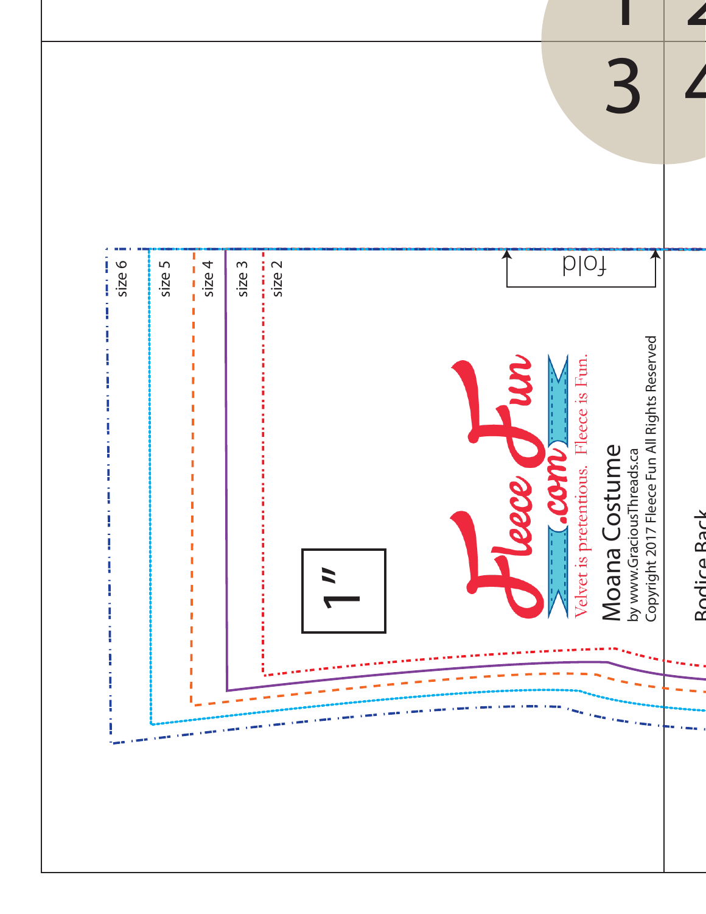1 2
3 4

size 6

size 5

size 4

size 3

size 2

fold

1"

Fleece Fun .com

Velvet is pretentious. Fleece is Fun.

Moana Costume

by www.GraciousThreads.ca

Copyright 2017 Fleece Fun All Rights Reserved

Bodice Back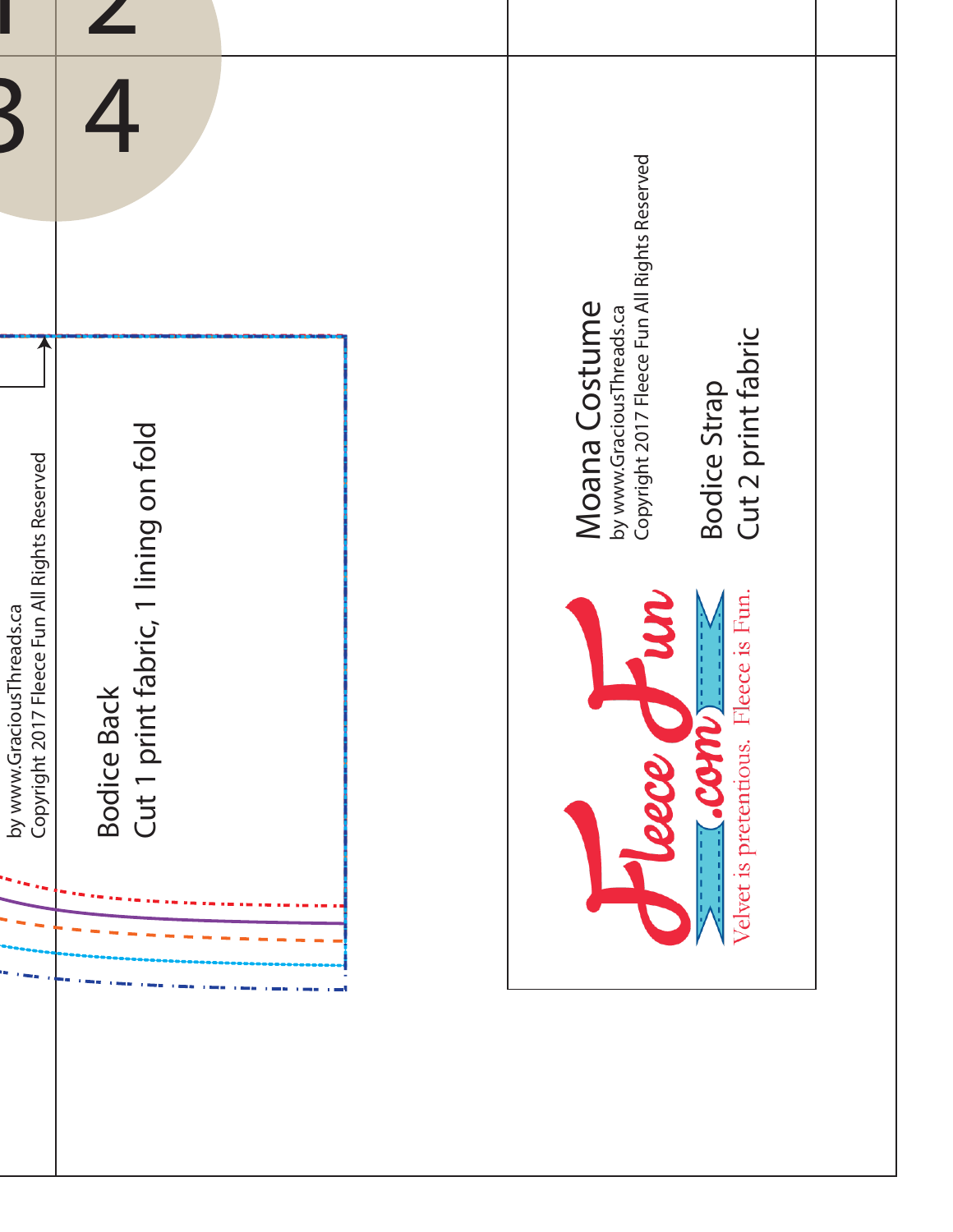1 2

3 4

by www.GraciousThreads.ca
Copyright 2017 Fleece Fun All Rights Reserved

Bodice Back
Cut 1 print fabric, 1 lining on fold

Moana Costume
by www.GraciousThreads.ca
Copyright 2017 Fleece Fun All Rights Reserved

Bodice Strap
Cut 2 print fabric

Fleece Fun .com
Velvet is pretentious. Fleece is Fun.